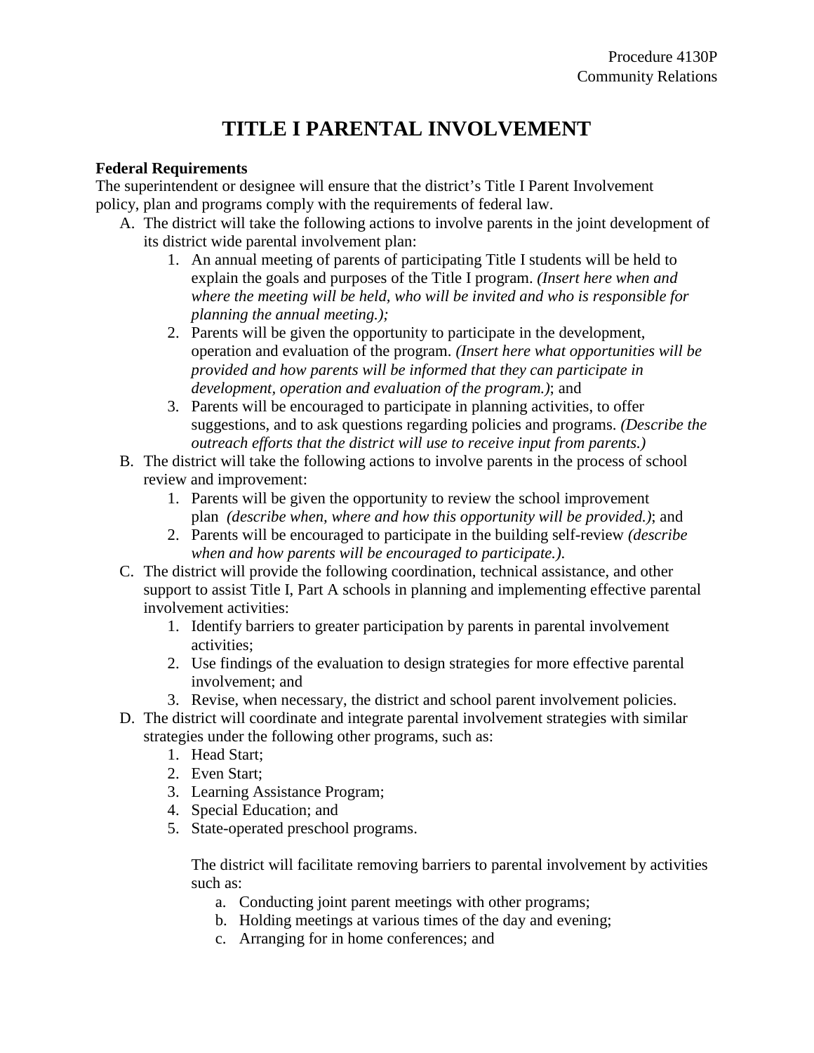Procedure 4130P
Community Relations

# TITLE I PARENTAL INVOLVEMENT

**Federal Requirements**

The superintendent or designee will ensure that the district's Title I Parent Involvement policy, plan and programs comply with the requirements of federal law.

A. The district will take the following actions to involve parents in the joint development of its district wide parental involvement plan:
   1. An annual meeting of parents of participating Title I students will be held to explain the goals and purposes of the Title I program. *(Insert here when and where the meeting will be held, who will be invited and who is responsible for planning the annual meeting.);*
   2. Parents will be given the opportunity to participate in the development, operation and evaluation of the program. *(Insert here what opportunities will be provided and how parents will be informed that they can participate in development, operation and evaluation of the program.)*; and
   3. Parents will be encouraged to participate in planning activities, to offer suggestions, and to ask questions regarding policies and programs. *(Describe the outreach efforts that the district will use to receive input from parents.)*
B. The district will take the following actions to involve parents in the process of school review and improvement:
   1. Parents will be given the opportunity to review the school improvement plan *(describe when, where and how this opportunity will be provided.)*; and
   2. Parents will be encouraged to participate in the building self-review *(describe when and how parents will be encouraged to participate.).*
C. The district will provide the following coordination, technical assistance, and other support to assist Title I, Part A schools in planning and implementing effective parental involvement activities:
   1. Identify barriers to greater participation by parents in parental involvement activities;
   2. Use findings of the evaluation to design strategies for more effective parental involvement; and
   3. Revise, when necessary, the district and school parent involvement policies.
D. The district will coordinate and integrate parental involvement strategies with similar strategies under the following other programs, such as:
   1. Head Start;
   2. Even Start;
   3. Learning Assistance Program;
   4. Special Education; and
   5. State-operated preschool programs.

   The district will facilitate removing barriers to parental involvement by activities such as:
      a. Conducting joint parent meetings with other programs;
      b. Holding meetings at various times of the day and evening;
      c. Arranging for in home conferences; and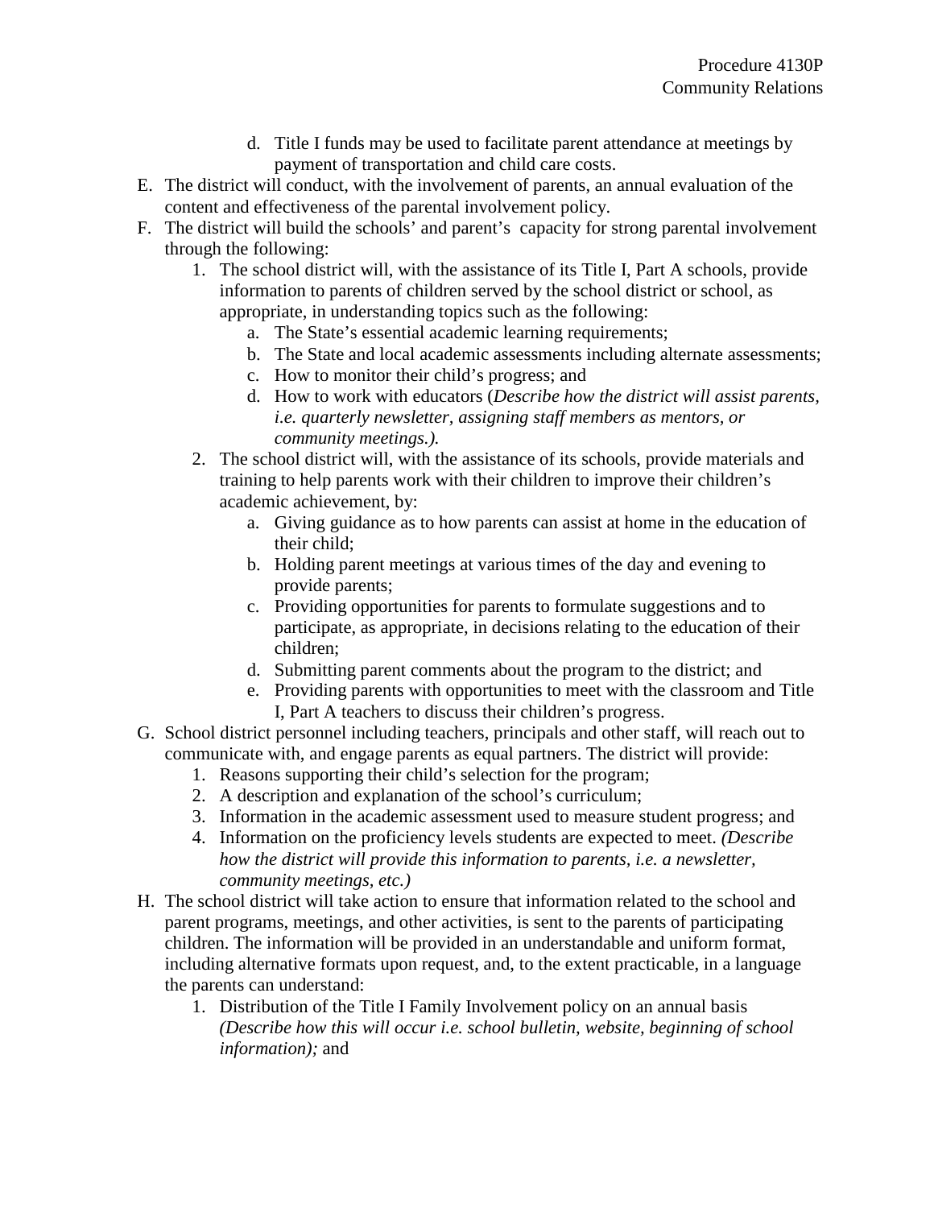d. Title I funds may be used to facilitate parent attendance at meetings by payment of transportation and child care costs.

E. The district will conduct, with the involvement of parents, an annual evaluation of the content and effectiveness of the parental involvement policy.

F. The district will build the schools' and parent's capacity for strong parental involvement through the following:
   1. The school district will, with the assistance of its Title I, Part A schools, provide information to parents of children served by the school district or school, as appropriate, in understanding topics such as the following:
      a. The State's essential academic learning requirements;
      b. The State and local academic assessments including alternate assessments;
      c. How to monitor their child's progress; and
      d. How to work with educators (*Describe how the district will assist parents, i.e. quarterly newsletter, assigning staff members as mentors, or community meetings.).*
   2. The school district will, with the assistance of its schools, provide materials and training to help parents work with their children to improve their children's academic achievement, by:
      a. Giving guidance as to how parents can assist at home in the education of their child;
      b. Holding parent meetings at various times of the day and evening to provide parents;
      c. Providing opportunities for parents to formulate suggestions and to participate, as appropriate, in decisions relating to the education of their children;
      d. Submitting parent comments about the program to the district; and
      e. Providing parents with opportunities to meet with the classroom and Title I, Part A teachers to discuss their children's progress.

G. School district personnel including teachers, principals and other staff, will reach out to communicate with, and engage parents as equal partners. The district will provide:
   1. Reasons supporting their child's selection for the program;
   2. A description and explanation of the school's curriculum;
   3. Information in the academic assessment used to measure student progress; and
   4. Information on the proficiency levels students are expected to meet. *(Describe how the district will provide this information to parents, i.e. a newsletter, community meetings, etc.)*

H. The school district will take action to ensure that information related to the school and parent programs, meetings, and other activities, is sent to the parents of participating children. The information will be provided in an understandable and uniform format, including alternative formats upon request, and, to the extent practicable, in a language the parents can understand:
   1. Distribution of the Title I Family Involvement policy on an annual basis *(Describe how this will occur i.e. school bulletin, website, beginning of school information);* and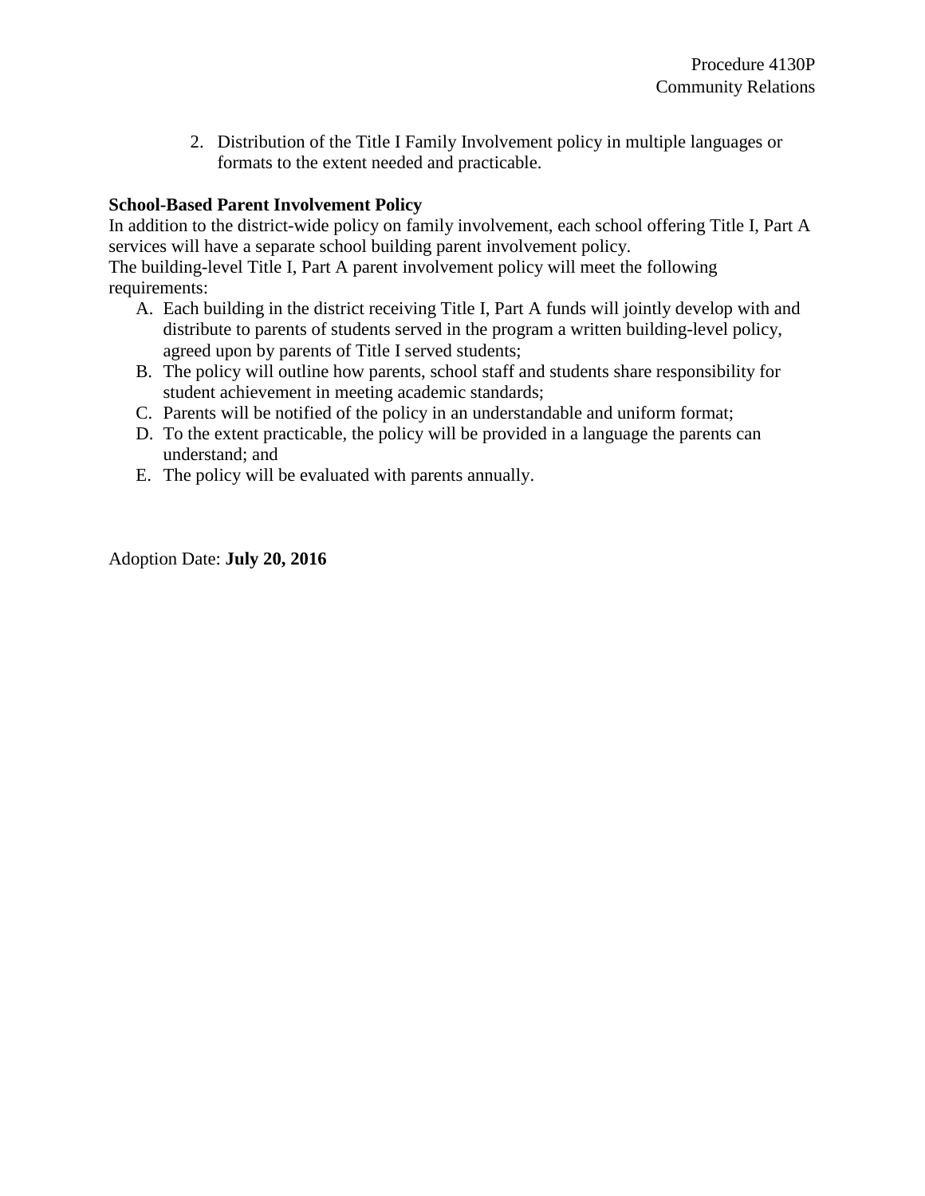2. Distribution of the Title I Family Involvement policy in multiple languages or formats to the extent needed and practicable.

**School-Based Parent Involvement Policy**

In addition to the district-wide policy on family involvement, each school offering Title I, Part A services will have a separate school building parent involvement policy.

The building-level Title I, Part A parent involvement policy will meet the following requirements:

A. Each building in the district receiving Title I, Part A funds will jointly develop with and distribute to parents of students served in the program a written building-level policy, agreed upon by parents of Title I served students;
B. The policy will outline how parents, school staff and students share responsibility for student achievement in meeting academic standards;
C. Parents will be notified of the policy in an understandable and uniform format;
D. To the extent practicable, the policy will be provided in a language the parents can understand; and
E. The policy will be evaluated with parents annually.

Adoption Date: **July 20, 2016**